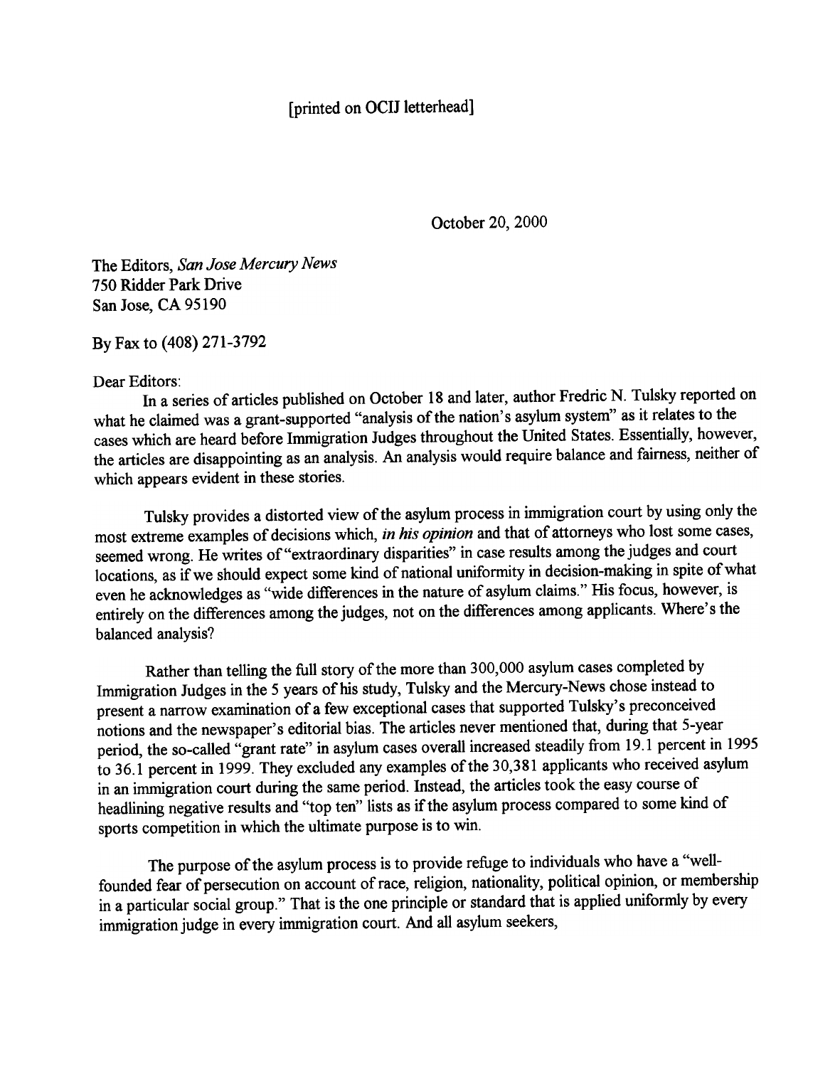[printed on OCIJ letterhead]

October 20, 2000

The Editors, *San Jose Mercury News*
750 Ridder Park Drive
San Jose, CA 95190

By Fax to (408) 271-3792

Dear Editors:

In a series of articles published on October 18 and later, author Fredric N. Tulsky reported on what he claimed was a grant-supported "analysis of the nation's asylum system" as it relates to the cases which are heard before Immigration Judges throughout the United States. Essentially, however, the articles are disappointing as an analysis. An analysis would require balance and fairness, neither of which appears evident in these stories.

Tulsky provides a distorted view of the asylum process in immigration court by using only the most extreme examples of decisions which, *in his opinion* and that of attorneys who lost some cases, seemed wrong. He writes of "extraordinary disparities" in case results among the judges and court locations, as if we should expect some kind of national uniformity in decision-making in spite of what even he acknowledges as "wide differences in the nature of asylum claims." His focus, however, is entirely on the differences among the judges, not on the differences among applicants. Where's the balanced analysis?

Rather than telling the full story of the more than 300,000 asylum cases completed by Immigration Judges in the 5 years of his study, Tulsky and the Mercury-News chose instead to present a narrow examination of a few exceptional cases that supported Tulsky's preconceived notions and the newspaper's editorial bias. The articles never mentioned that, during that 5-year period, the so-called "grant rate" in asylum cases overall increased steadily from 19.1 percent in 1995 to 36.1 percent in 1999. They excluded any examples of the 30,381 applicants who received asylum in an immigration court during the same period. Instead, the articles took the easy course of headlining negative results and "top ten" lists as if the asylum process compared to some kind of sports competition in which the ultimate purpose is to win.

The purpose of the asylum process is to provide refuge to individuals who have a "well-founded fear of persecution on account of race, religion, nationality, political opinion, or membership in a particular social group." That is the one principle or standard that is applied uniformly by every immigration judge in every immigration court. And all asylum seekers,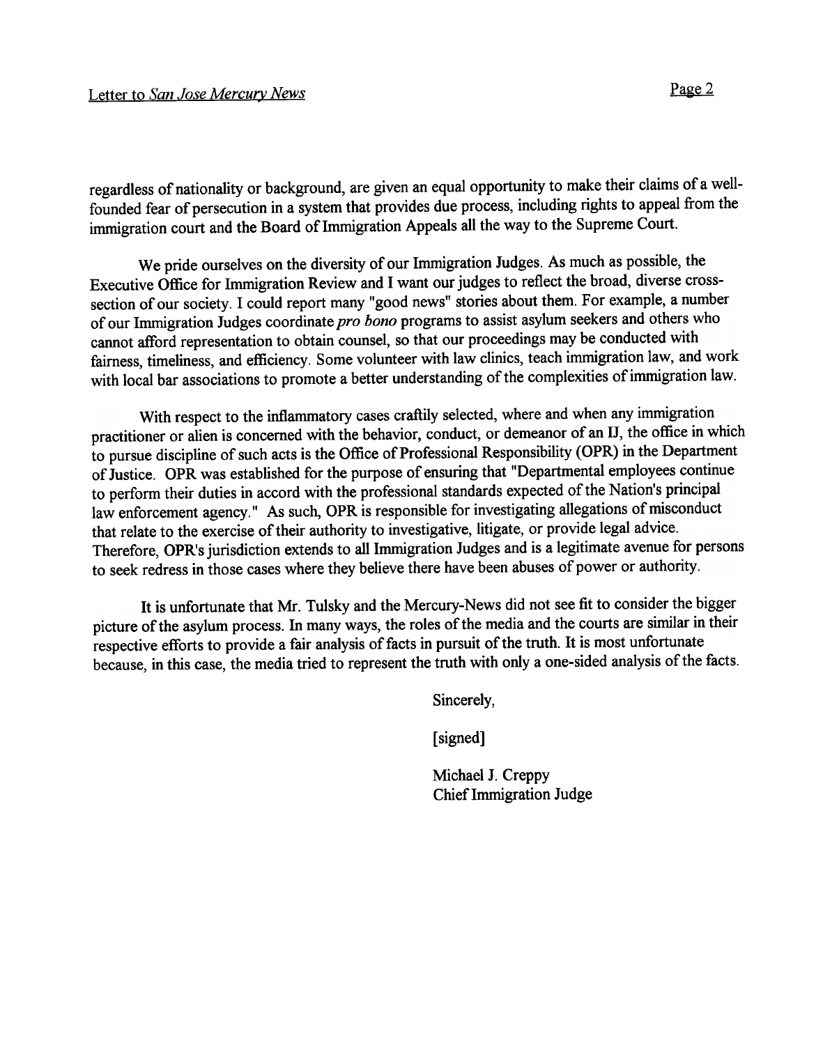regardless of nationality or background, are given an equal opportunity to make their claims of a well-founded fear of persecution in a system that provides due process, including rights to appeal from the immigration court and the Board of Immigration Appeals all the way to the Supreme Court.

We pride ourselves on the diversity of our Immigration Judges. As much as possible, the Executive Office for Immigration Review and I want our judges to reflect the broad, diverse cross-section of our society. I could report many "good news" stories about them. For example, a number of our Immigration Judges coordinate *pro bono* programs to assist asylum seekers and others who cannot afford representation to obtain counsel, so that our proceedings may be conducted with fairness, timeliness, and efficiency. Some volunteer with law clinics, teach immigration law, and work with local bar associations to promote a better understanding of the complexities of immigration law.

With respect to the inflammatory cases craftily selected, where and when any immigration practitioner or alien is concerned with the behavior, conduct, or demeanor of an IJ, the office in which to pursue discipline of such acts is the Office of Professional Responsibility (OPR) in the Department of Justice. OPR was established for the purpose of ensuring that "Departmental employees continue to perform their duties in accord with the professional standards expected of the Nation's principal law enforcement agency." As such, OPR is responsible for investigating allegations of misconduct that relate to the exercise of their authority to investigative, litigate, or provide legal advice. Therefore, OPR's jurisdiction extends to all Immigration Judges and is a legitimate avenue for persons to seek redress in those cases where they believe there have been abuses of power or authority.

It is unfortunate that Mr. Tulsky and the Mercury-News did not see fit to consider the bigger picture of the asylum process. In many ways, the roles of the media and the courts are similar in their respective efforts to provide a fair analysis of facts in pursuit of the truth. It is most unfortunate because, in this case, the media tried to represent the truth with only a one-sided analysis of the facts.

Sincerely,

[signed]

Michael J. Creppy
Chief Immigration Judge